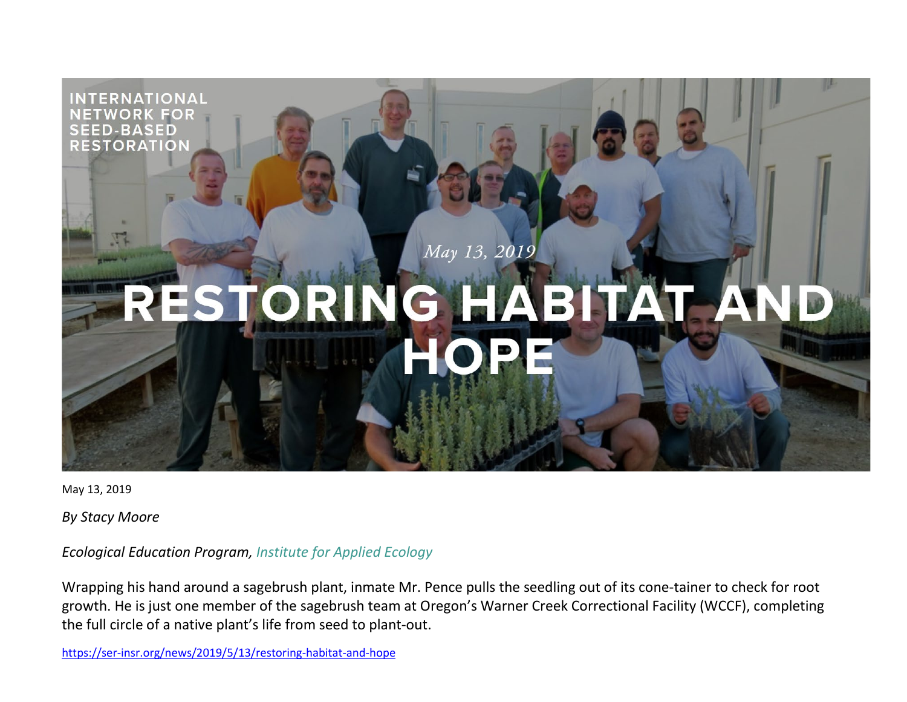INTERNATIONAL NETWORK FOR SEED-BASED RESTORATION

May 13, 2019

# RESTORING HABITAT AND HOPE

May 13, 2019

*By Stacy Moore*

*Ecological Education Program, Institute for Applied Ecology*

Wrapping his hand around a sagebrush plant, inmate Mr. Pence pulls the seedling out of its cone-tainer to check for root growth. He is just one member of the sagebrush team at Oregon's Warner Creek Correctional Facility (WCCF), completing the full circle of a native plant's life from seed to plant-out.

https://ser-insr.org/news/2019/5/13/restoring-habitat-and-hope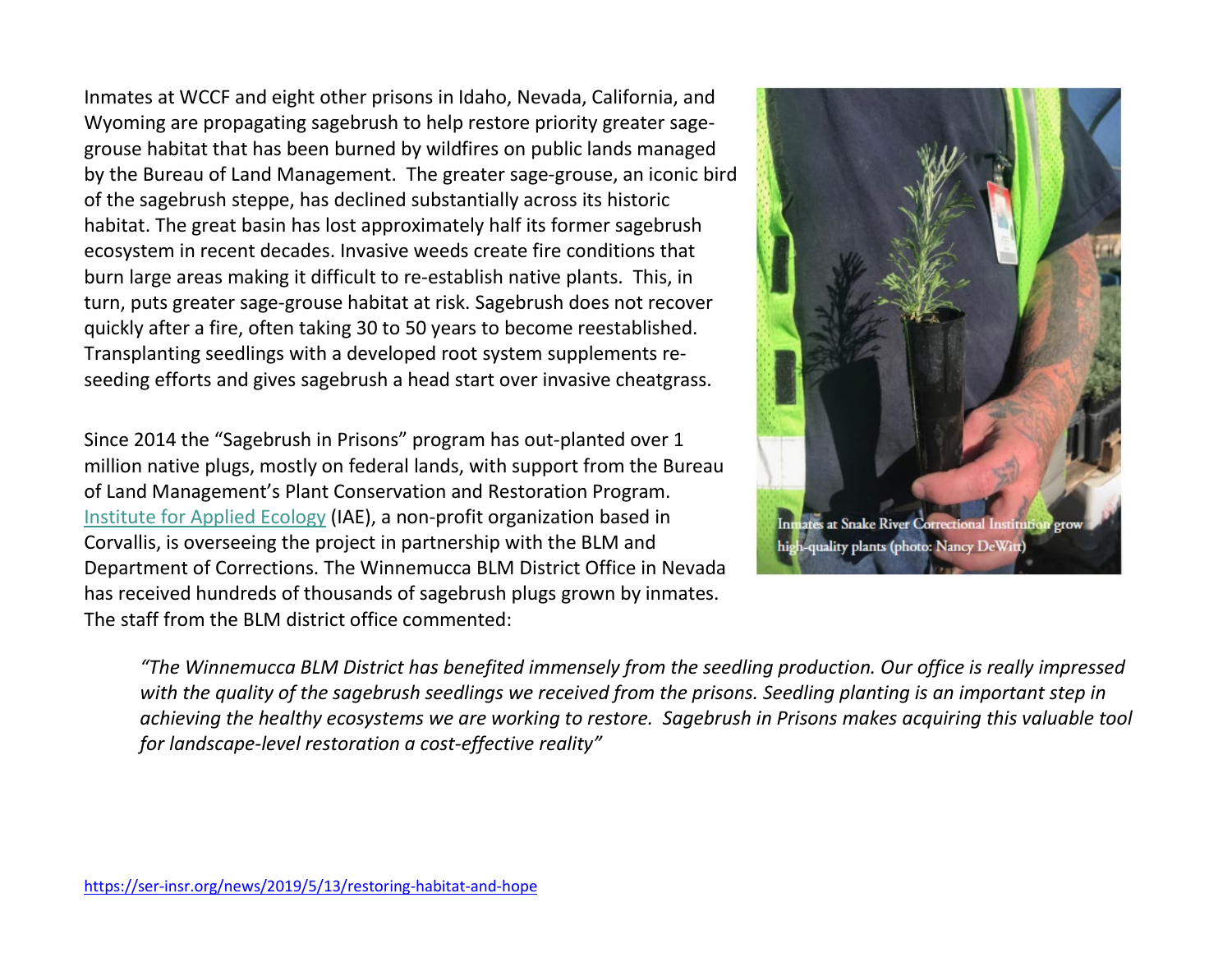Inmates at WCCF and eight other prisons in Idaho, Nevada, California, and Wyoming are propagating sagebrush to help restore priority greater sage-grouse habitat that has been burned by wildfires on public lands managed by the Bureau of Land Management. The greater sage-grouse, an iconic bird of the sagebrush steppe, has declined substantially across its historic habitat. The great basin has lost approximately half its former sagebrush ecosystem in recent decades. Invasive weeds create fire conditions that burn large areas making it difficult to re-establish native plants. This, in turn, puts greater sage-grouse habitat at risk. Sagebrush does not recover quickly after a fire, often taking 30 to 50 years to become reestablished. Transplanting seedlings with a developed root system supplements re-seeding efforts and gives sagebrush a head start over invasive cheatgrass.

Inmates at Snake River Correctional Institution grow high-quality plants (photo: Nancy DeWitt)

Since 2014 the "Sagebrush in Prisons" program has out-planted over 1 million native plugs, mostly on federal lands, with support from the Bureau of Land Management's Plant Conservation and Restoration Program. Institute for Applied Ecology (IAE), a non-profit organization based in Corvallis, is overseeing the project in partnership with the BLM and Department of Corrections. The Winnemucca BLM District Office in Nevada has received hundreds of thousands of sagebrush plugs grown by inmates. The staff from the BLM district office commented:

> *"The Winnemucca BLM District has benefited immensely from the seedling production. Our office is really impressed with the quality of the sagebrush seedlings we received from the prisons. Seedling planting is an important step in achieving the healthy ecosystems we are working to restore. Sagebrush in Prisons makes acquiring this valuable tool for landscape-level restoration a cost-effective reality"*

https://ser-insr.org/news/2019/5/13/restoring-habitat-and-hope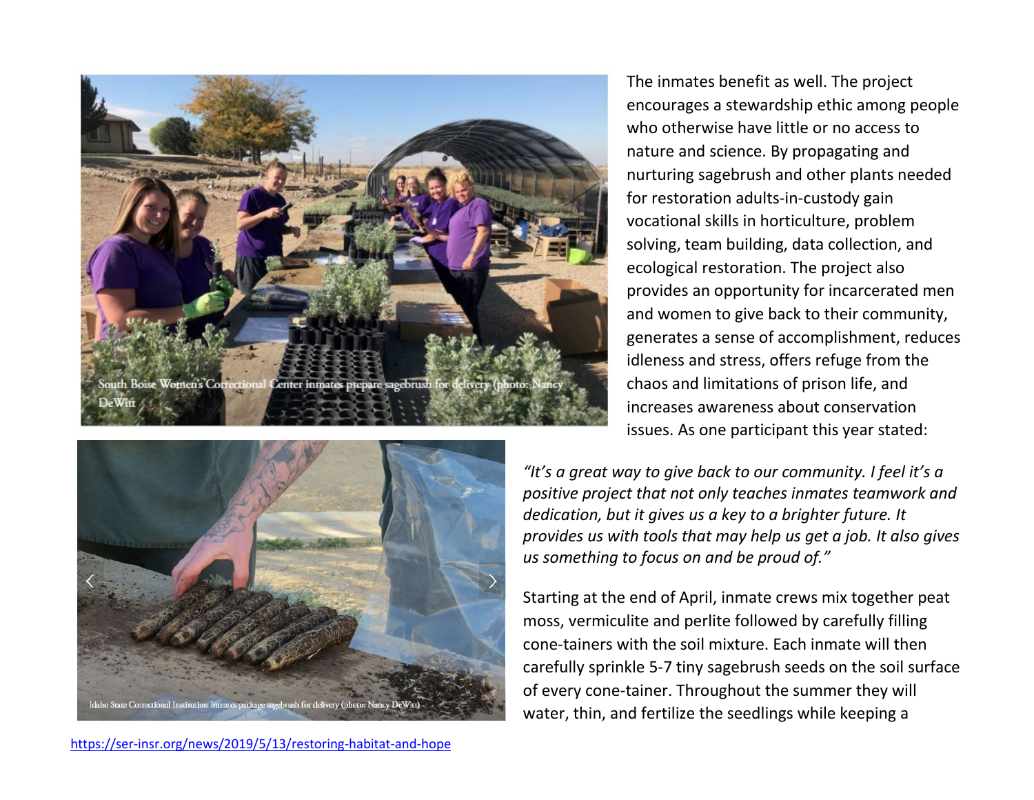South Boise Women's Correctional Center inmates prepare sagebrush for delivery (photo: Nancy DeWitt

The inmates benefit as well. The project encourages a stewardship ethic among people who otherwise have little or no access to nature and science. By propagating and nurturing sagebrush and other plants needed for restoration adults-in-custody gain vocational skills in horticulture, problem solving, team building, data collection, and ecological restoration. The project also provides an opportunity for incarcerated men and women to give back to their community, generates a sense of accomplishment, reduces idleness and stress, offers refuge from the chaos and limitations of prison life, and increases awareness about conservation issues. As one participant this year stated:

Idaho State Correctional Institution Inmates package sagebrush for delivery (photo: Nancy DeWitt)

*"It's a great way to give back to our community. I feel it's a positive project that not only teaches inmates teamwork and dedication, but it gives us a key to a brighter future. It provides us with tools that may help us get a job. It also gives us something to focus on and be proud of."*

Starting at the end of April, inmate crews mix together peat moss, vermiculite and perlite followed by carefully filling cone-tainers with the soil mixture. Each inmate will then carefully sprinkle 5-7 tiny sagebrush seeds on the soil surface of every cone-tainer. Throughout the summer they will water, thin, and fertilize the seedlings while keeping a

https://ser-insr.org/news/2019/5/13/restoring-habitat-and-hope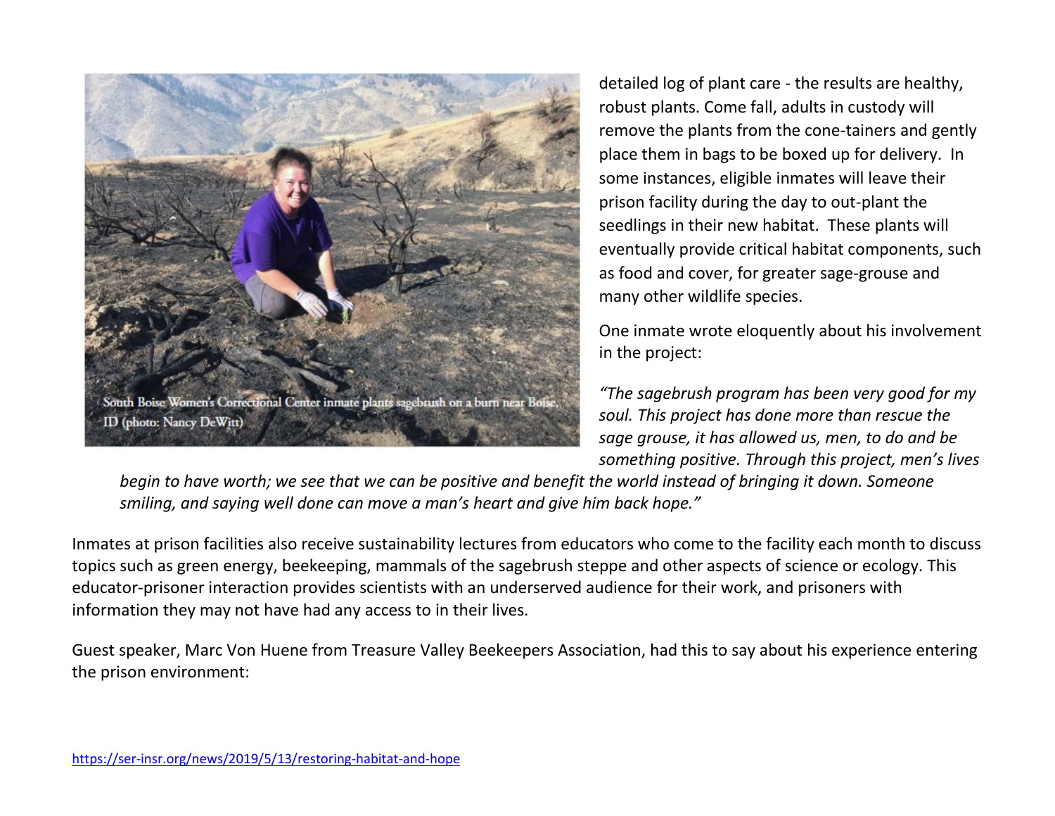South Boise Women's Correctional Center inmate plants sagebrush on a burn near Boise, ID (photo: Nancy DeWitt)

detailed log of plant care - the results are healthy, robust plants. Come fall, adults in custody will remove the plants from the cone-tainers and gently place them in bags to be boxed up for delivery. In some instances, eligible inmates will leave their prison facility during the day to out-plant the seedlings in their new habitat. These plants will eventually provide critical habitat components, such as food and cover, for greater sage-grouse and many other wildlife species.

One inmate wrote eloquently about his involvement in the project:

*"The sagebrush program has been very good for my soul. This project has done more than rescue the sage grouse, it has allowed us, men, to do and be something positive. Through this project, men's lives begin to have worth; we see that we can be positive and benefit the world instead of bringing it down. Someone smiling, and saying well done can move a man's heart and give him back hope."*

Inmates at prison facilities also receive sustainability lectures from educators who come to the facility each month to discuss topics such as green energy, beekeeping, mammals of the sagebrush steppe and other aspects of science or ecology. This educator-prisoner interaction provides scientists with an underserved audience for their work, and prisoners with information they may not have had any access to in their lives.

Guest speaker, Marc Von Huene from Treasure Valley Beekeepers Association, had this to say about his experience entering the prison environment:

https://ser-insr.org/news/2019/5/13/restoring-habitat-and-hope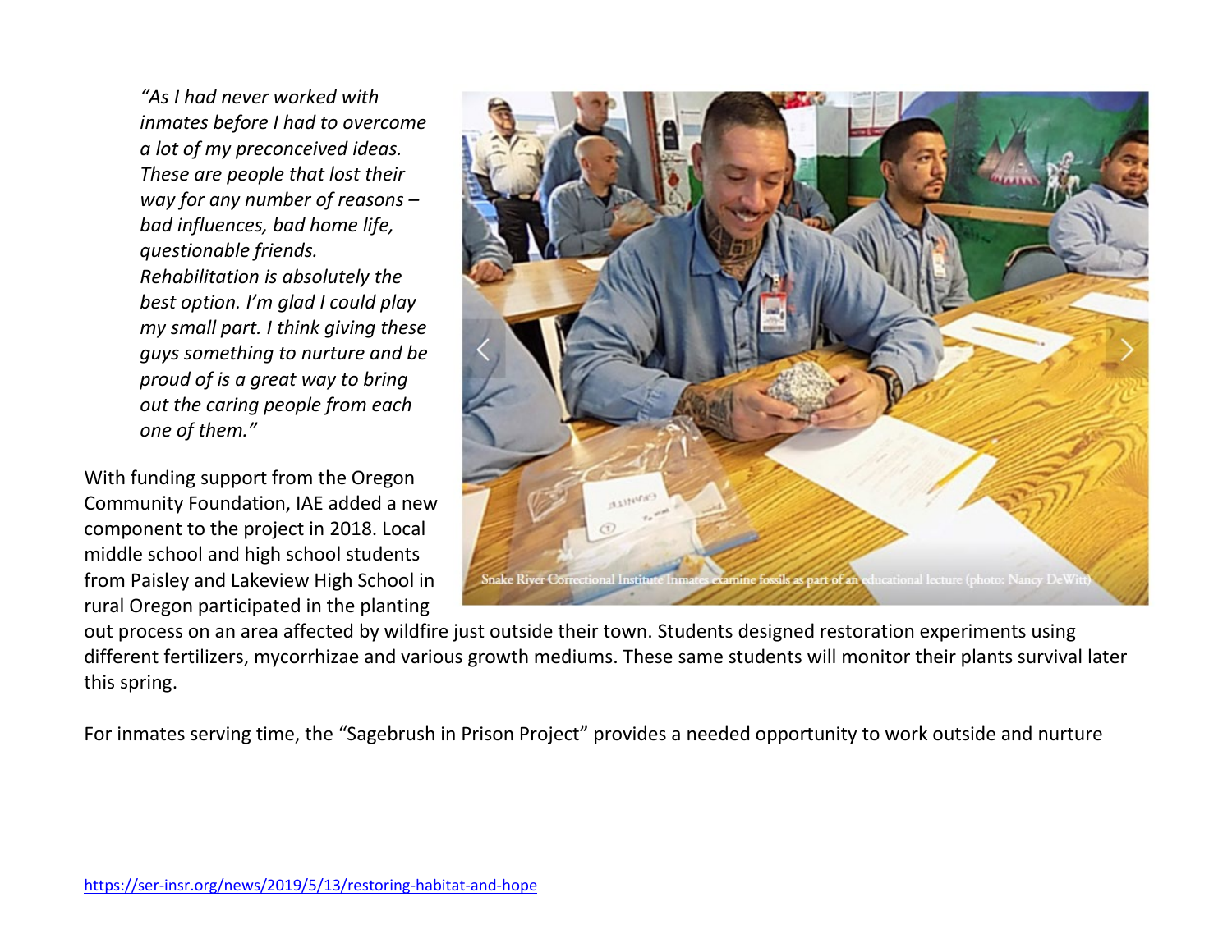*"As I had never worked with inmates before I had to overcome a lot of my preconceived ideas. These are people that lost their way for any number of reasons – bad influences, bad home life, questionable friends. Rehabilitation is absolutely the best option. I'm glad I could play my small part. I think giving these guys something to nurture and be proud of is a great way to bring out the caring people from each one of them."*

Snake River Correctional Institute Inmates examine fossils as part of an educational lecture (photo: Nancy DeWitt)

With funding support from the Oregon Community Foundation, IAE added a new component to the project in 2018. Local middle school and high school students from Paisley and Lakeview High School in rural Oregon participated in the planting out process on an area affected by wildfire just outside their town. Students designed restoration experiments using different fertilizers, mycorrhizae and various growth mediums. These same students will monitor their plants survival later this spring.

For inmates serving time, the "Sagebrush in Prison Project" provides a needed opportunity to work outside and nurture

https://ser-insr.org/news/2019/5/13/restoring-habitat-and-hope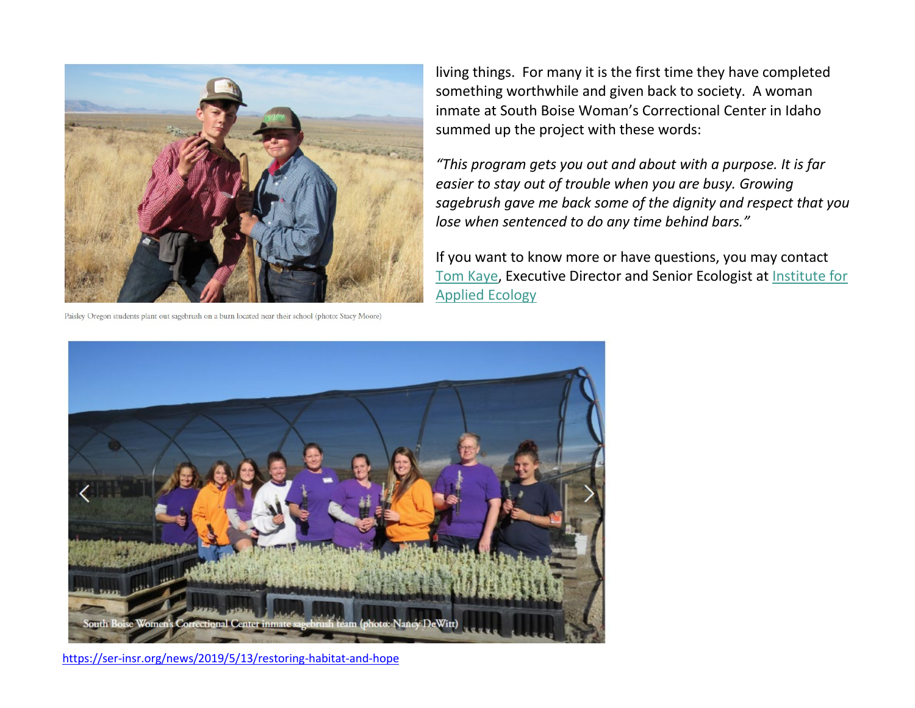Paisley Oregon students plant out sagebrush on a burn located near their school (photo: Stacy Moore)

living things. For many it is the first time they have completed something worthwhile and given back to society. A woman inmate at South Boise Woman's Correctional Center in Idaho summed up the project with these words:

*"This program gets you out and about with a purpose. It is far easier to stay out of trouble when you are busy. Growing sagebrush gave me back some of the dignity and respect that you lose when sentenced to do any time behind bars."*

If you want to know more or have questions, you may contact Tom Kaye, Executive Director and Senior Ecologist at Institute for Applied Ecology

South Boise Women's Correctional Center inmate sagebrush team (photo: Nancy DeWitt)

https://ser-insr.org/news/2019/5/13/restoring-habitat-and-hope